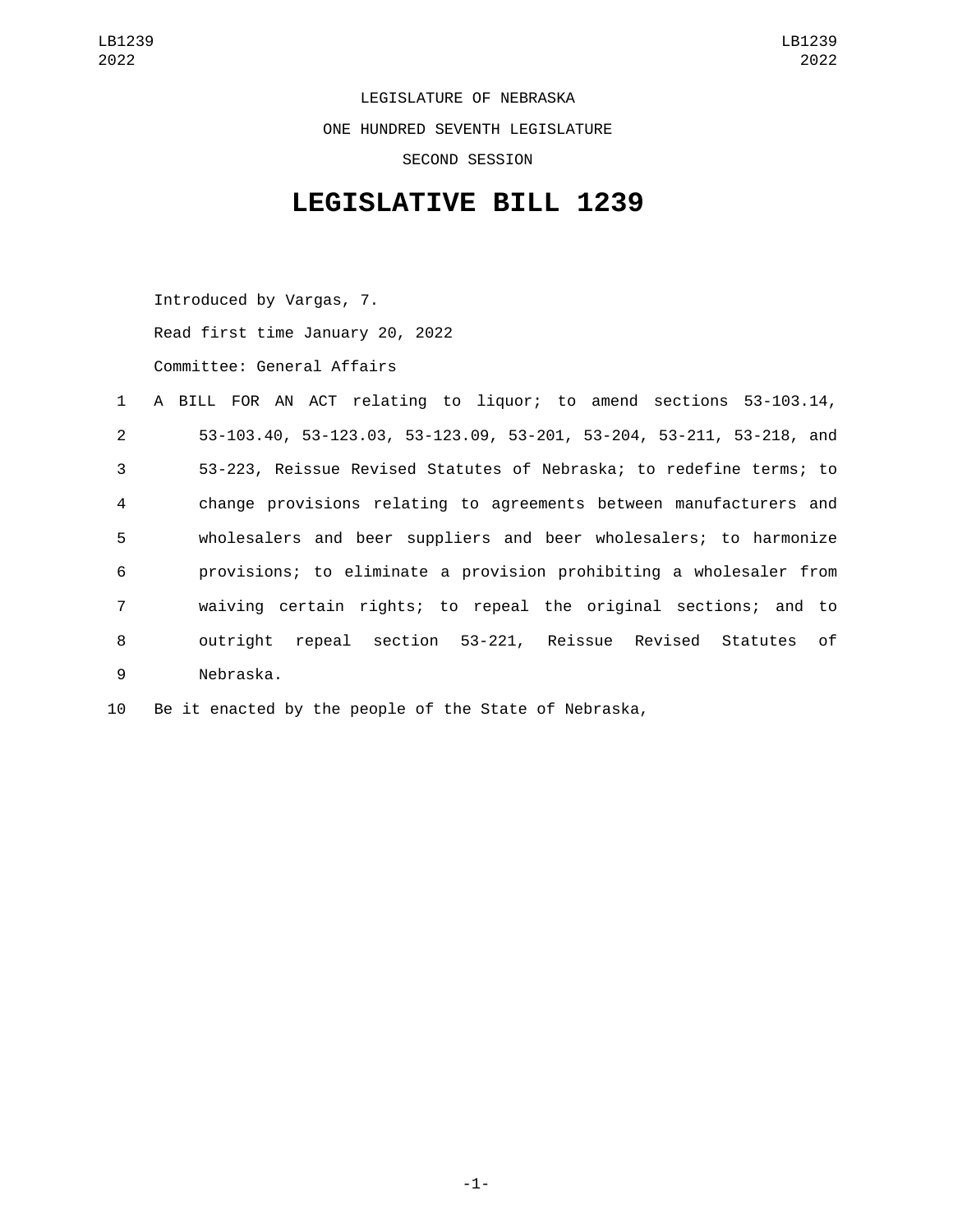LEGISLATURE OF NEBRASKA

ONE HUNDRED SEVENTH LEGISLATURE

SECOND SESSION

# LEGISLATIVE BILL 1239

Introduced by Vargas, 7.

Read first time January 20, 2022

Committee: General Affairs

A BILL FOR AN ACT relating to liquor; to amend sections 53-103.14, 53-103.40, 53-123.03, 53-123.09, 53-201, 53-204, 53-211, 53-218, and 53-223, Reissue Revised Statutes of Nebraska; to redefine terms; to change provisions relating to agreements between manufacturers and wholesalers and beer suppliers and beer wholesalers; to harmonize provisions; to eliminate a provision prohibiting a wholesaler from waiving certain rights; to repeal the original sections; and to outright repeal section 53-221, Reissue Revised Statutes of Nebraska.

Be it enacted by the people of the State of Nebraska,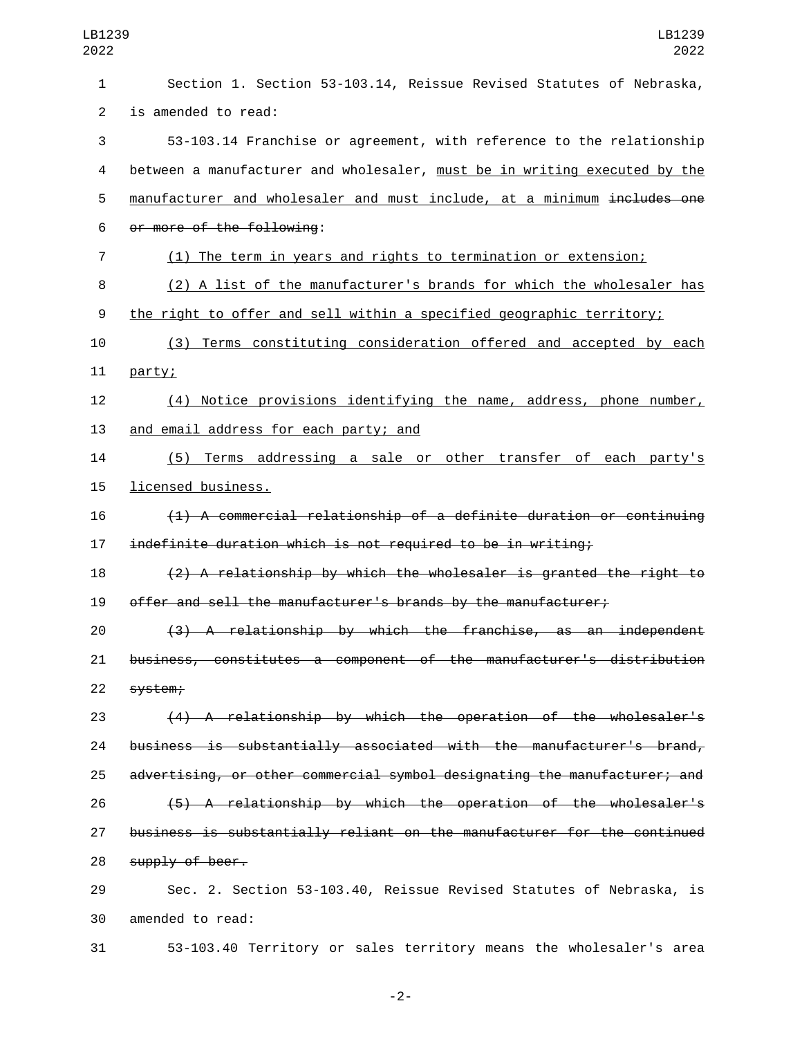Section 1. Section 53-103.14, Reissue Revised Statutes of Nebraska, is amended to read:

53-103.14 Franchise or agreement, with reference to the relationship between a manufacturer and wholesaler, <u>must be in writing executed by the manufacturer and wholesaler and must include, at a minimum</u> ~~includes one or more of the following~~:

<u>(1) The term in years and rights to termination or extension;</u>

<u>(2) A list of the manufacturer's brands for which the wholesaler has the right to offer and sell within a specified geographic territory;</u>

<u>(3) Terms constituting consideration offered and accepted by each party;</u>

<u>(4) Notice provisions identifying the name, address, phone number, and email address for each party; and</u>

<u>(5) Terms addressing a sale or other transfer of each party's licensed business.</u>

~~(1) A commercial relationship of a definite duration or continuing indefinite duration which is not required to be in writing;~~

~~(2) A relationship by which the wholesaler is granted the right to offer and sell the manufacturer's brands by the manufacturer;~~

~~(3) A relationship by which the franchise, as an independent business, constitutes a component of the manufacturer's distribution system;~~

~~(4) A relationship by which the operation of the wholesaler's business is substantially associated with the manufacturer's brand, advertising, or other commercial symbol designating the manufacturer; and~~

~~(5) A relationship by which the operation of the wholesaler's business is substantially reliant on the manufacturer for the continued supply of beer.~~

Sec. 2. Section 53-103.40, Reissue Revised Statutes of Nebraska, is amended to read:

53-103.40 Territory or sales territory means the wholesaler's area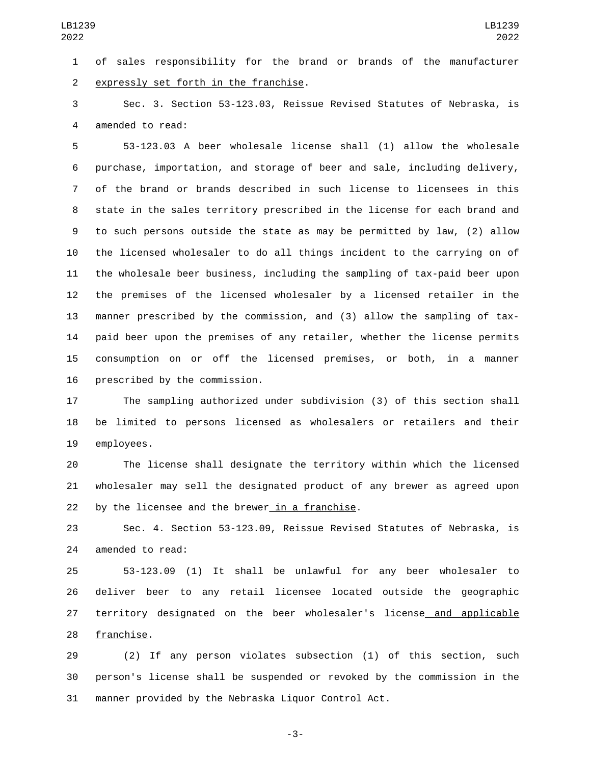of sales responsibility for the brand or brands of the manufacturer expressly set forth in the franchise.

Sec. 3. Section 53-123.03, Reissue Revised Statutes of Nebraska, is amended to read:

53-123.03 A beer wholesale license shall (1) allow the wholesale purchase, importation, and storage of beer and sale, including delivery, of the brand or brands described in such license to licensees in this state in the sales territory prescribed in the license for each brand and to such persons outside the state as may be permitted by law, (2) allow the licensed wholesaler to do all things incident to the carrying on of the wholesale beer business, including the sampling of tax-paid beer upon the premises of the licensed wholesaler by a licensed retailer in the manner prescribed by the commission, and (3) allow the sampling of tax-paid beer upon the premises of any retailer, whether the license permits consumption on or off the licensed premises, or both, in a manner prescribed by the commission.

The sampling authorized under subdivision (3) of this section shall be limited to persons licensed as wholesalers or retailers and their employees.

The license shall designate the territory within which the licensed wholesaler may sell the designated product of any brewer as agreed upon by the licensee and the brewer in a franchise.

Sec. 4. Section 53-123.09, Reissue Revised Statutes of Nebraska, is amended to read:

53-123.09 (1) It shall be unlawful for any beer wholesaler to deliver beer to any retail licensee located outside the geographic territory designated on the beer wholesaler's license and applicable franchise.

(2) If any person violates subsection (1) of this section, such person's license shall be suspended or revoked by the commission in the manner provided by the Nebraska Liquor Control Act.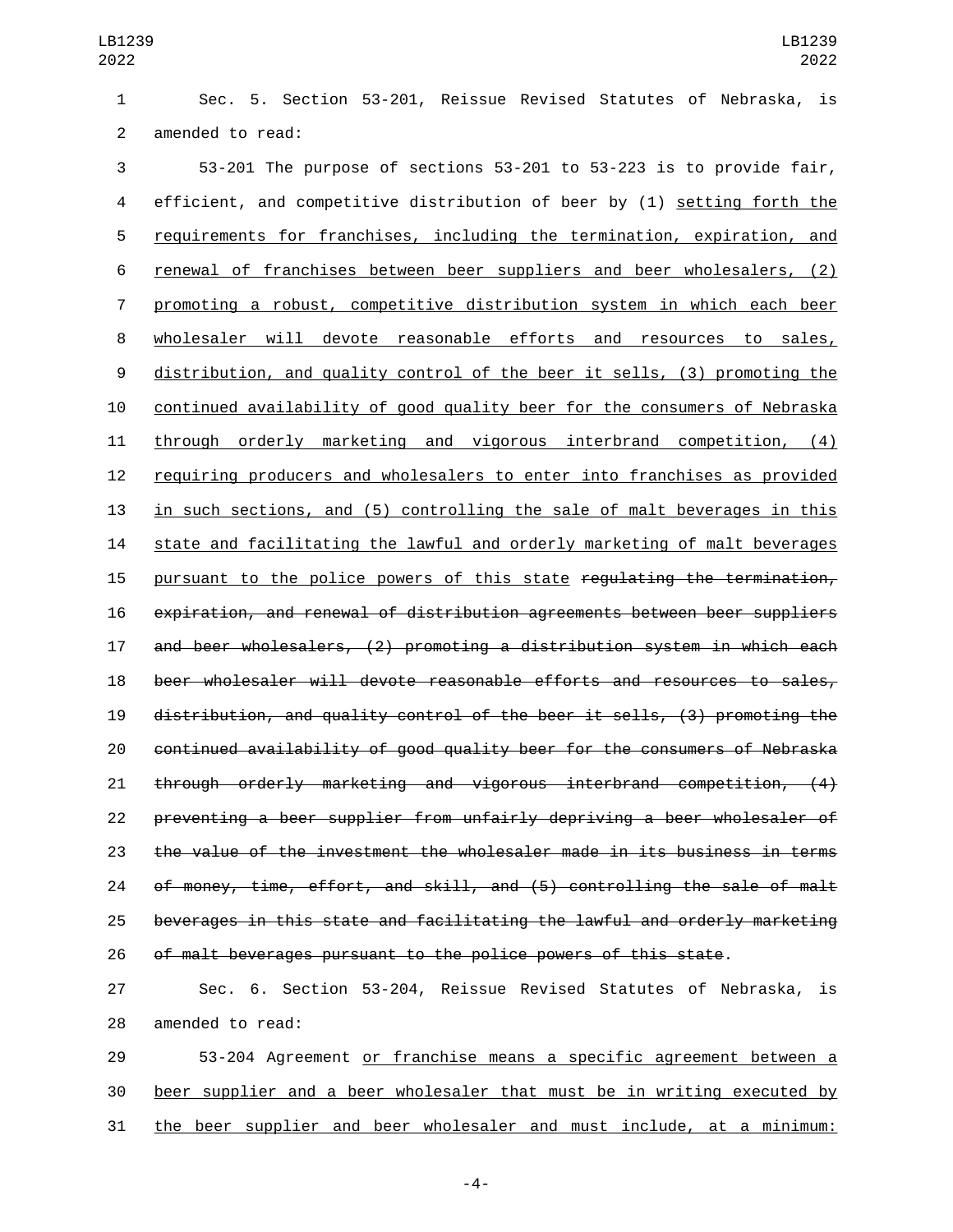Sec. 5. Section 53-201, Reissue Revised Statutes of Nebraska, is amended to read:

53-201 The purpose of sections 53-201 to 53-223 is to provide fair, efficient, and competitive distribution of beer by (1) <u>setting forth the requirements for franchises, including the termination, expiration, and renewal of franchises between beer suppliers and beer wholesalers, (2) promoting a robust, competitive distribution system in which each beer wholesaler will devote reasonable efforts and resources to sales, distribution, and quality control of the beer it sells, (3) promoting the continued availability of good quality beer for the consumers of Nebraska through orderly marketing and vigorous interbrand competition, (4) requiring producers and wholesalers to enter into franchises as provided in such sections, and (5) controlling the sale of malt beverages in this state and facilitating the lawful and orderly marketing of malt beverages pursuant to the police powers of this state</u> ~~regulating the termination, expiration, and renewal of distribution agreements between beer suppliers and beer wholesalers, (2) promoting a distribution system in which each beer wholesaler will devote reasonable efforts and resources to sales, distribution, and quality control of the beer it sells, (3) promoting the continued availability of good quality beer for the consumers of Nebraska through orderly marketing and vigorous interbrand competition, (4) preventing a beer supplier from unfairly depriving a beer wholesaler of the value of the investment the wholesaler made in its business in terms of money, time, effort, and skill, and (5) controlling the sale of malt beverages in this state and facilitating the lawful and orderly marketing of malt beverages pursuant to the police powers of this state~~.

Sec. 6. Section 53-204, Reissue Revised Statutes of Nebraska, is amended to read:

53-204 Agreement <u>or franchise means a specific agreement between a beer supplier and a beer wholesaler that must be in writing executed by the beer supplier and beer wholesaler and must include, at a minimum:</u>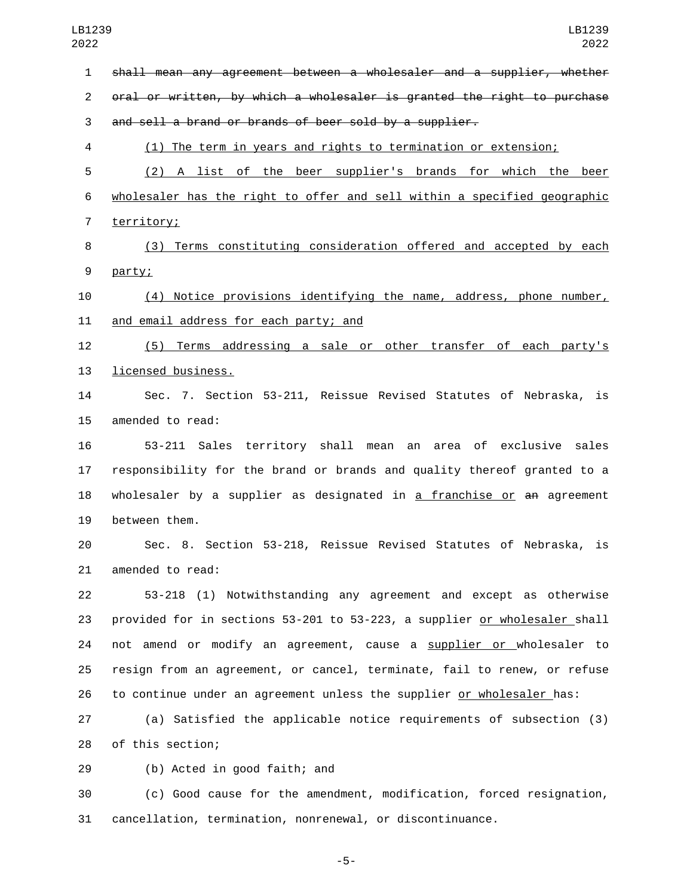~~shall mean any agreement between a wholesaler and a supplier, whether oral or written, by which a wholesaler is granted the right to purchase and sell a brand or brands of beer sold by a supplier.~~

(1) The term in years and rights to termination or extension;

(2) A list of the beer supplier's brands for which the beer wholesaler has the right to offer and sell within a specified geographic territory;

(3) Terms constituting consideration offered and accepted by each party;

(4) Notice provisions identifying the name, address, phone number, and email address for each party; and

(5) Terms addressing a sale or other transfer of each party's licensed business.

Sec. 7. Section 53-211, Reissue Revised Statutes of Nebraska, is amended to read:

53-211 Sales territory shall mean an area of exclusive sales responsibility for the brand or brands and quality thereof granted to a wholesaler by a supplier as designated in a franchise or ~~an~~ agreement between them.

Sec. 8. Section 53-218, Reissue Revised Statutes of Nebraska, is amended to read:

53-218 (1) Notwithstanding any agreement and except as otherwise provided for in sections 53-201 to 53-223, a supplier or wholesaler shall not amend or modify an agreement, cause a supplier or wholesaler to resign from an agreement, or cancel, terminate, fail to renew, or refuse to continue under an agreement unless the supplier or wholesaler has:

(a) Satisfied the applicable notice requirements of subsection (3) of this section;

(b) Acted in good faith; and

(c) Good cause for the amendment, modification, forced resignation, cancellation, termination, nonrenewal, or discontinuance.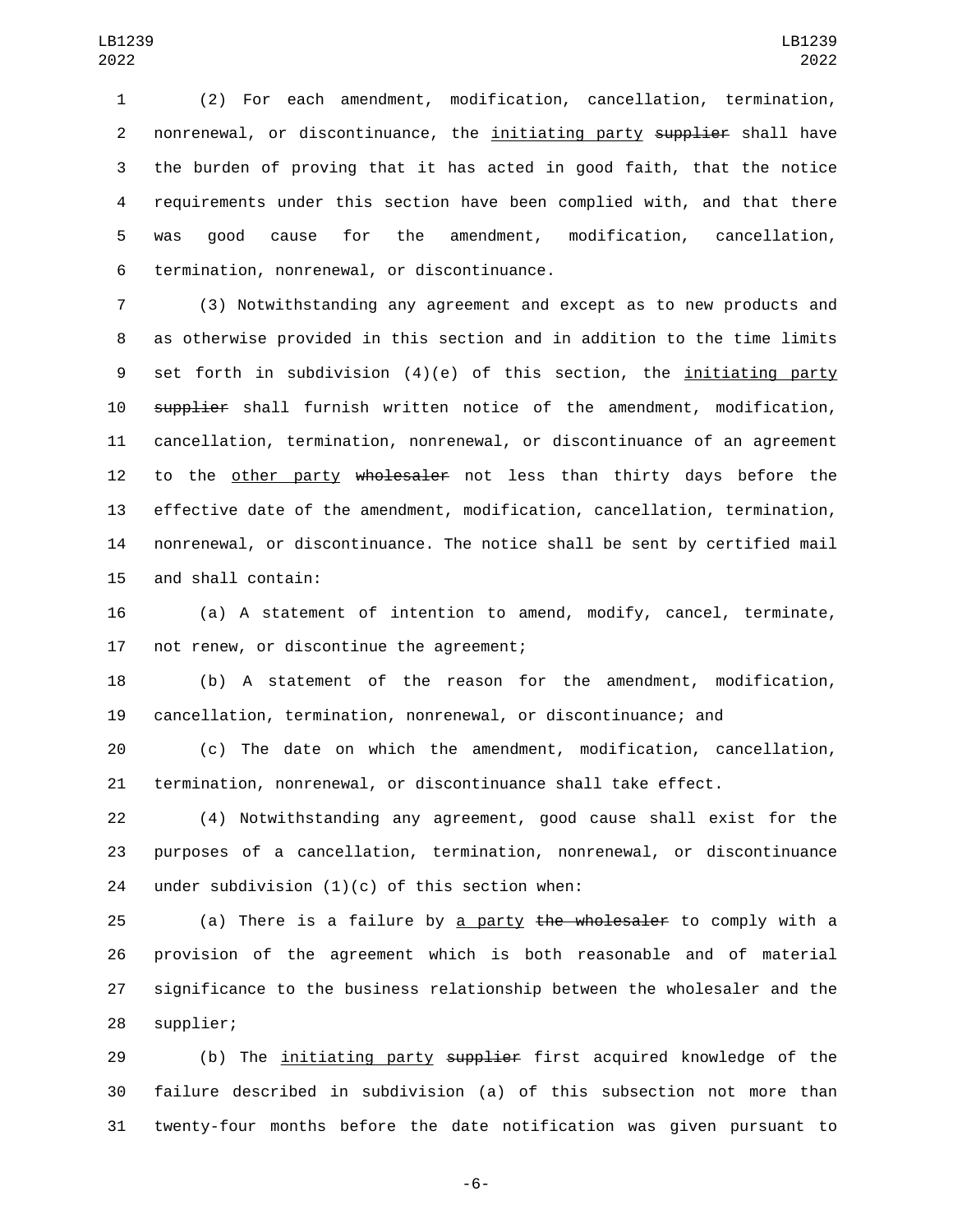(2) For each amendment, modification, cancellation, termination, nonrenewal, or discontinuance, the <u>initiating party</u> ~~supplier~~ shall have the burden of proving that it has acted in good faith, that the notice requirements under this section have been complied with, and that there was good cause for the amendment, modification, cancellation, termination, nonrenewal, or discontinuance.

(3) Notwithstanding any agreement and except as to new products and as otherwise provided in this section and in addition to the time limits set forth in subdivision (4)(e) of this section, the <u>initiating party</u> ~~supplier~~ shall furnish written notice of the amendment, modification, cancellation, termination, nonrenewal, or discontinuance of an agreement to the <u>other party</u> ~~wholesaler~~ not less than thirty days before the effective date of the amendment, modification, cancellation, termination, nonrenewal, or discontinuance. The notice shall be sent by certified mail and shall contain:

(a) A statement of intention to amend, modify, cancel, terminate, not renew, or discontinue the agreement;

(b) A statement of the reason for the amendment, modification, cancellation, termination, nonrenewal, or discontinuance; and

(c) The date on which the amendment, modification, cancellation, termination, nonrenewal, or discontinuance shall take effect.

(4) Notwithstanding any agreement, good cause shall exist for the purposes of a cancellation, termination, nonrenewal, or discontinuance under subdivision (1)(c) of this section when:

(a) There is a failure by <u>a party</u> ~~the wholesaler~~ to comply with a provision of the agreement which is both reasonable and of material significance to the business relationship between the wholesaler and the supplier;

(b) The <u>initiating party</u> ~~supplier~~ first acquired knowledge of the failure described in subdivision (a) of this subsection not more than twenty-four months before the date notification was given pursuant to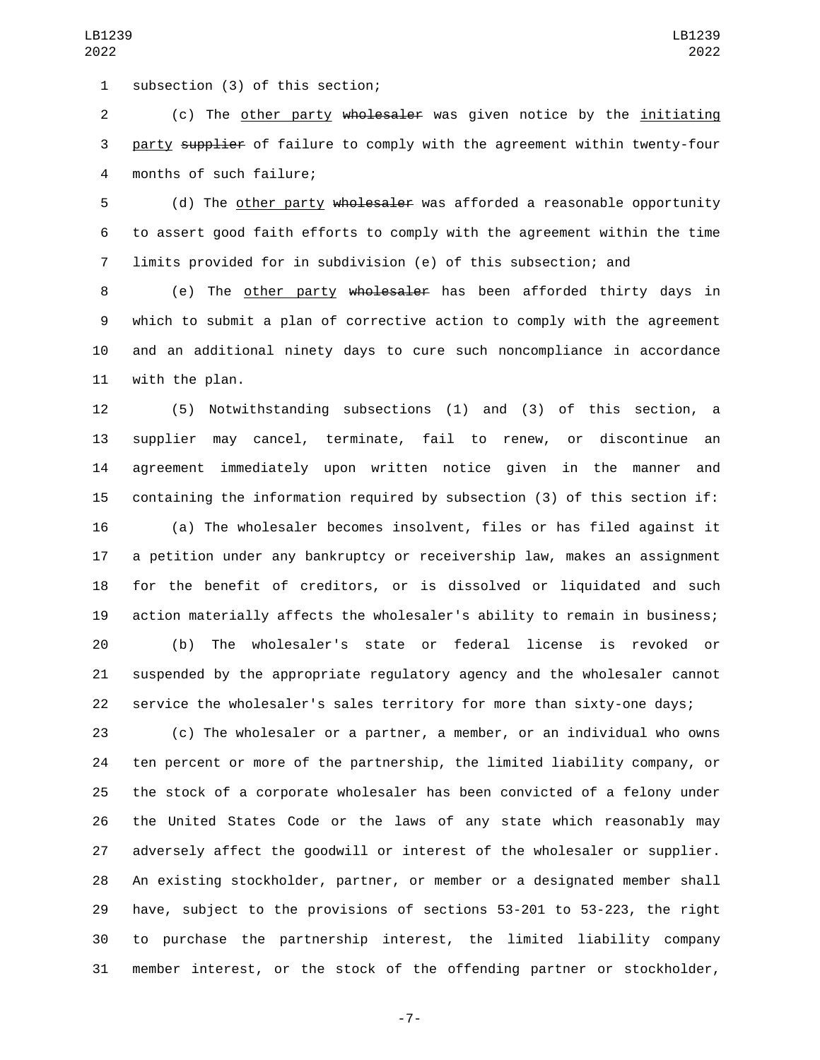subsection (3) of this section;

(c) The other party ~~wholesaler~~ was given notice by the initiating party ~~supplier~~ of failure to comply with the agreement within twenty-four months of such failure;

(d) The other party ~~wholesaler~~ was afforded a reasonable opportunity to assert good faith efforts to comply with the agreement within the time limits provided for in subdivision (e) of this subsection; and

(e) The other party ~~wholesaler~~ has been afforded thirty days in which to submit a plan of corrective action to comply with the agreement and an additional ninety days to cure such noncompliance in accordance with the plan.

(5) Notwithstanding subsections (1) and (3) of this section, a supplier may cancel, terminate, fail to renew, or discontinue an agreement immediately upon written notice given in the manner and containing the information required by subsection (3) of this section if:

(a) The wholesaler becomes insolvent, files or has filed against it a petition under any bankruptcy or receivership law, makes an assignment for the benefit of creditors, or is dissolved or liquidated and such action materially affects the wholesaler's ability to remain in business;

(b) The wholesaler's state or federal license is revoked or suspended by the appropriate regulatory agency and the wholesaler cannot service the wholesaler's sales territory for more than sixty-one days;

(c) The wholesaler or a partner, a member, or an individual who owns ten percent or more of the partnership, the limited liability company, or the stock of a corporate wholesaler has been convicted of a felony under the United States Code or the laws of any state which reasonably may adversely affect the goodwill or interest of the wholesaler or supplier. An existing stockholder, partner, or member or a designated member shall have, subject to the provisions of sections 53-201 to 53-223, the right to purchase the partnership interest, the limited liability company member interest, or the stock of the offending partner or stockholder,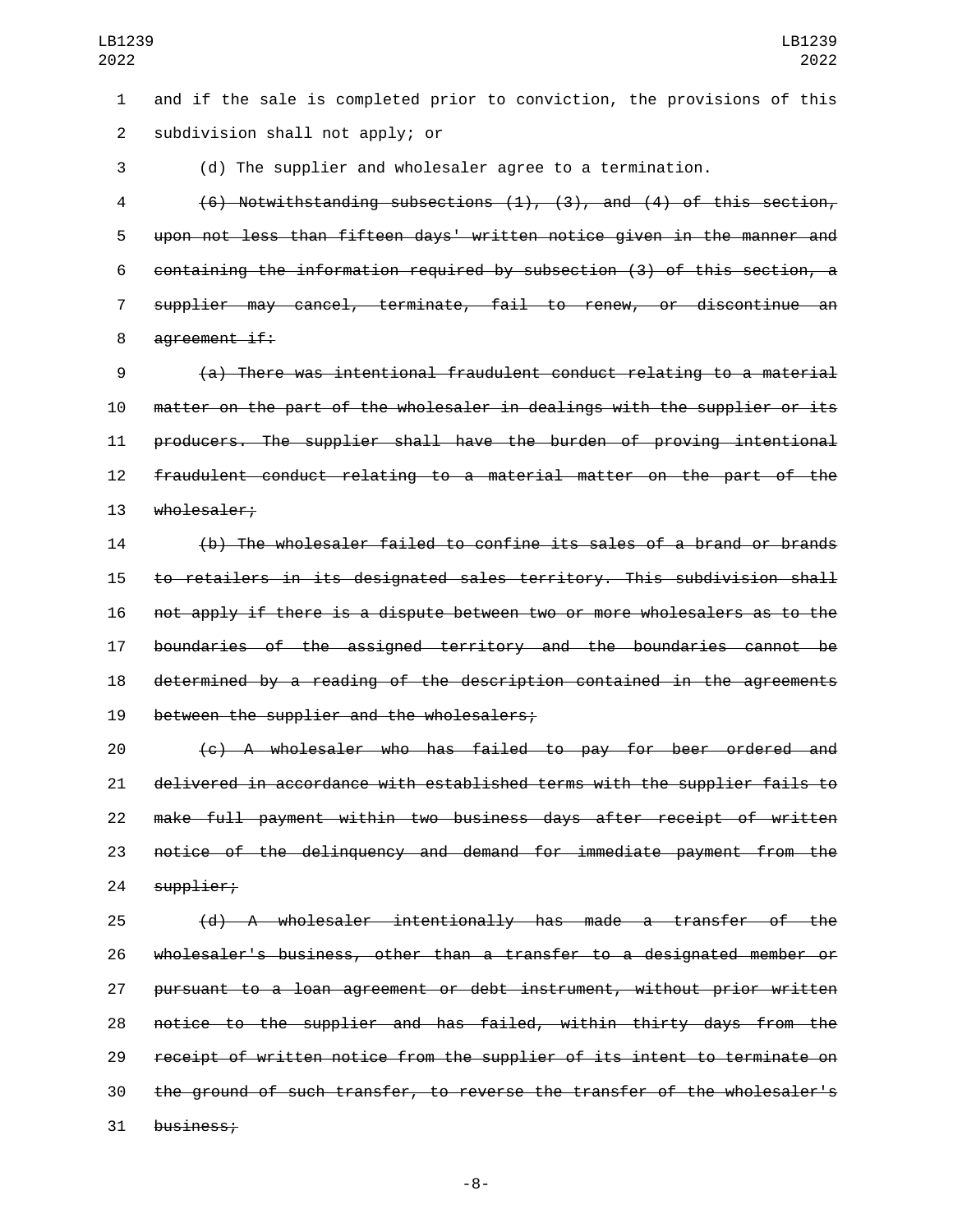and if the sale is completed prior to conviction, the provisions of this subdivision shall not apply; or

(d) The supplier and wholesaler agree to a termination.

~~(6) Notwithstanding subsections (1), (3), and (4) of this section, upon not less than fifteen days' written notice given in the manner and containing the information required by subsection (3) of this section, a supplier may cancel, terminate, fail to renew, or discontinue an agreement if:~~

~~(a) There was intentional fraudulent conduct relating to a material matter on the part of the wholesaler in dealings with the supplier or its producers. The supplier shall have the burden of proving intentional fraudulent conduct relating to a material matter on the part of the wholesaler;~~

~~(b) The wholesaler failed to confine its sales of a brand or brands to retailers in its designated sales territory. This subdivision shall not apply if there is a dispute between two or more wholesalers as to the boundaries of the assigned territory and the boundaries cannot be determined by a reading of the description contained in the agreements between the supplier and the wholesalers;~~

~~(c) A wholesaler who has failed to pay for beer ordered and delivered in accordance with established terms with the supplier fails to make full payment within two business days after receipt of written notice of the delinquency and demand for immediate payment from the supplier;~~

~~(d) A wholesaler intentionally has made a transfer of the wholesaler's business, other than a transfer to a designated member or pursuant to a loan agreement or debt instrument, without prior written notice to the supplier and has failed, within thirty days from the receipt of written notice from the supplier of its intent to terminate on the ground of such transfer, to reverse the transfer of the wholesaler's business;~~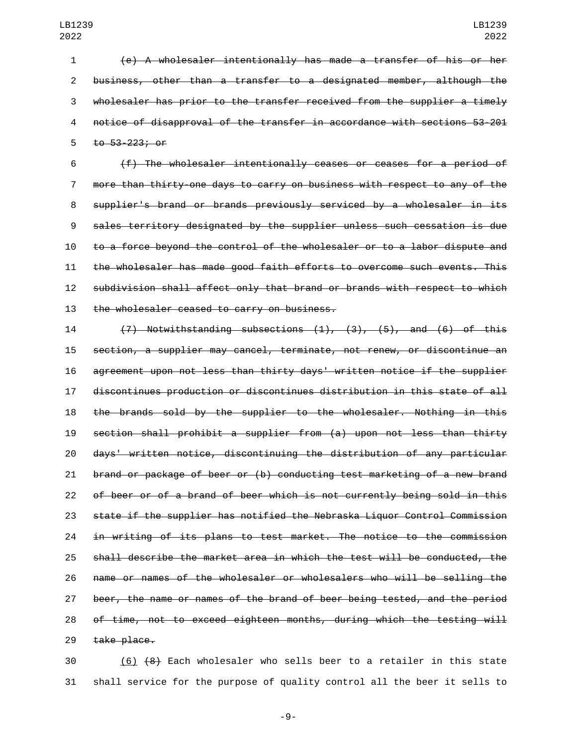~~(e) A wholesaler intentionally has made a transfer of his or her business, other than a transfer to a designated member, although the wholesaler has prior to the transfer received from the supplier a timely notice of disapproval of the transfer in accordance with sections 53-201 to 53-223; or~~

~~(f) The wholesaler intentionally ceases or ceases for a period of more than thirty-one days to carry on business with respect to any of the supplier's brand or brands previously serviced by a wholesaler in its sales territory designated by the supplier unless such cessation is due to a force beyond the control of the wholesaler or to a labor dispute and the wholesaler has made good faith efforts to overcome such events. This subdivision shall affect only that brand or brands with respect to which the wholesaler ceased to carry on business.~~

~~(7) Notwithstanding subsections (1), (3), (5), and (6) of this section, a supplier may cancel, terminate, not renew, or discontinue an agreement upon not less than thirty days' written notice if the supplier discontinues production or discontinues distribution in this state of all the brands sold by the supplier to the wholesaler. Nothing in this section shall prohibit a supplier from (a) upon not less than thirty days' written notice, discontinuing the distribution of any particular brand or package of beer or (b) conducting test marketing of a new brand of beer or of a brand of beer which is not currently being sold in this state if the supplier has notified the Nebraska Liquor Control Commission in writing of its plans to test market. The notice to the commission shall describe the market area in which the test will be conducted, the name or names of the wholesaler or wholesalers who will be selling the beer, the name or names of the brand of beer being tested, and the period of time, not to exceed eighteen months, during which the testing will take place.~~

<u>(6)</u> ~~(8)~~ Each wholesaler who sells beer to a retailer in this state shall service for the purpose of quality control all the beer it sells to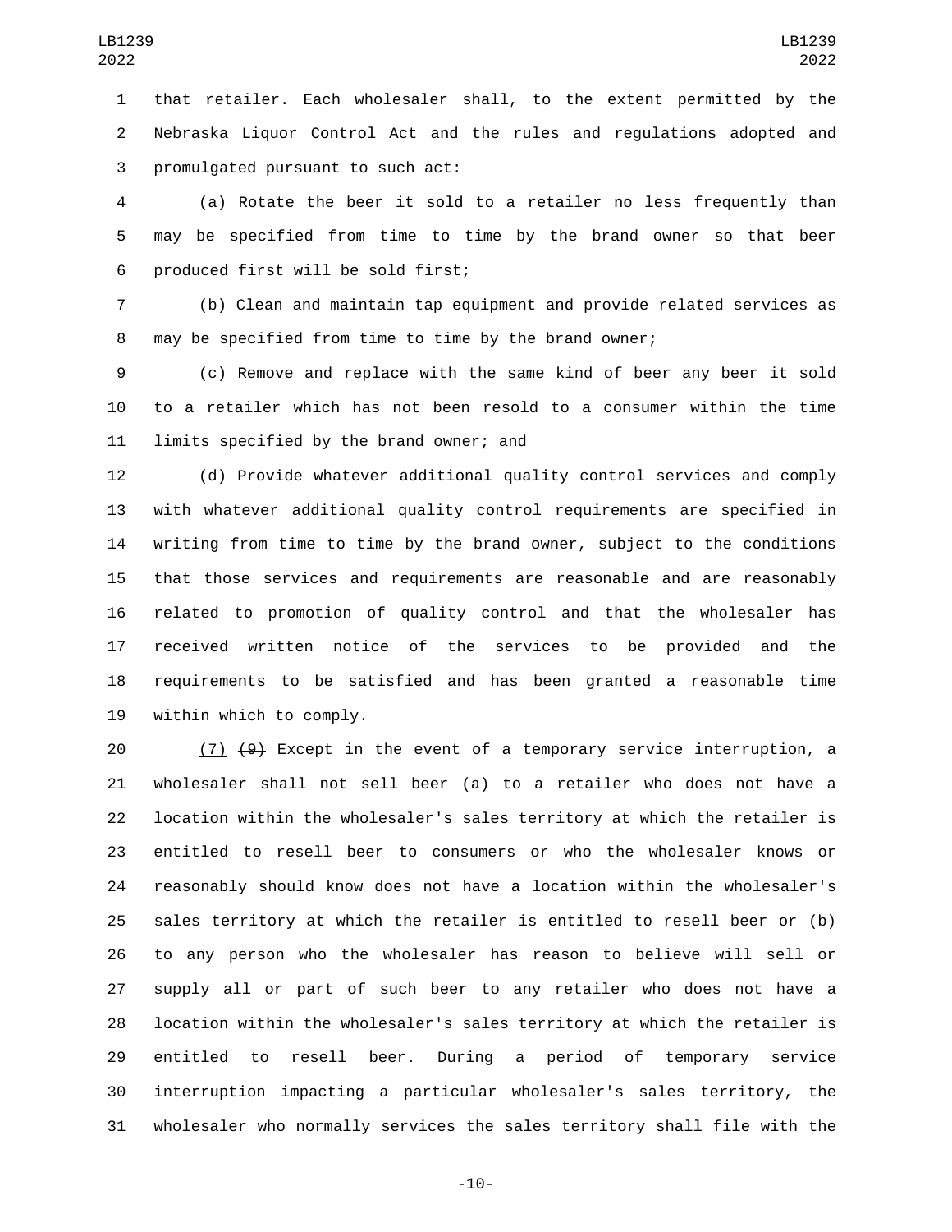that retailer. Each wholesaler shall, to the extent permitted by the Nebraska Liquor Control Act and the rules and regulations adopted and promulgated pursuant to such act:

(a) Rotate the beer it sold to a retailer no less frequently than may be specified from time to time by the brand owner so that beer produced first will be sold first;

(b) Clean and maintain tap equipment and provide related services as may be specified from time to time by the brand owner;

(c) Remove and replace with the same kind of beer any beer it sold to a retailer which has not been resold to a consumer within the time limits specified by the brand owner; and

(d) Provide whatever additional quality control services and comply with whatever additional quality control requirements are specified in writing from time to time by the brand owner, subject to the conditions that those services and requirements are reasonable and are reasonably related to promotion of quality control and that the wholesaler has received written notice of the services to be provided and the requirements to be satisfied and has been granted a reasonable time within which to comply.

(7) ~~(9)~~ Except in the event of a temporary service interruption, a wholesaler shall not sell beer (a) to a retailer who does not have a location within the wholesaler's sales territory at which the retailer is entitled to resell beer to consumers or who the wholesaler knows or reasonably should know does not have a location within the wholesaler's sales territory at which the retailer is entitled to resell beer or (b) to any person who the wholesaler has reason to believe will sell or supply all or part of such beer to any retailer who does not have a location within the wholesaler's sales territory at which the retailer is entitled to resell beer. During a period of temporary service interruption impacting a particular wholesaler's sales territory, the wholesaler who normally services the sales territory shall file with the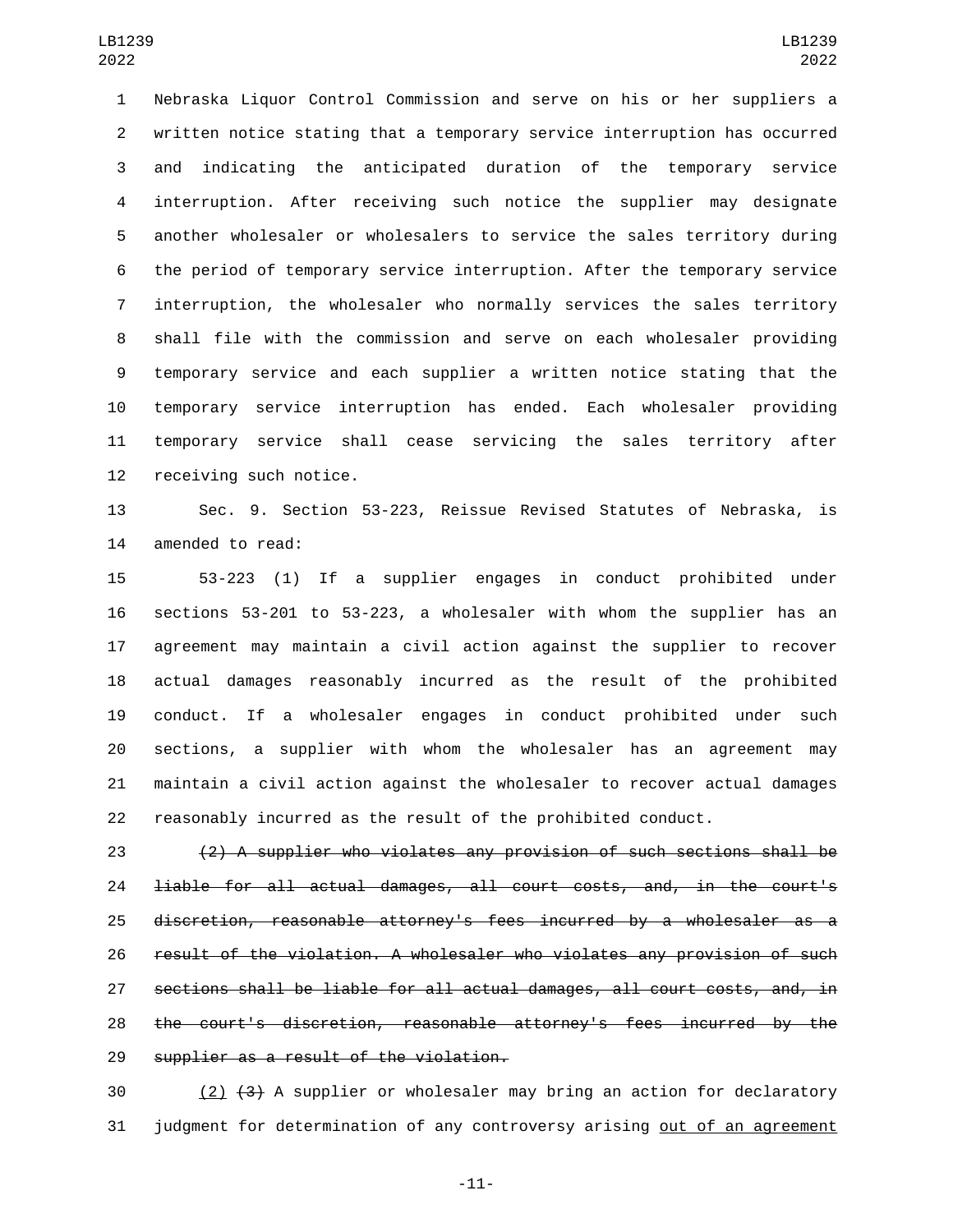Nebraska Liquor Control Commission and serve on his or her suppliers a written notice stating that a temporary service interruption has occurred and indicating the anticipated duration of the temporary service interruption. After receiving such notice the supplier may designate another wholesaler or wholesalers to service the sales territory during the period of temporary service interruption. After the temporary service interruption, the wholesaler who normally services the sales territory shall file with the commission and serve on each wholesaler providing temporary service and each supplier a written notice stating that the temporary service interruption has ended. Each wholesaler providing temporary service shall cease servicing the sales territory after receiving such notice.

Sec. 9. Section 53-223, Reissue Revised Statutes of Nebraska, is amended to read:

53-223 (1) If a supplier engages in conduct prohibited under sections 53-201 to 53-223, a wholesaler with whom the supplier has an agreement may maintain a civil action against the supplier to recover actual damages reasonably incurred as the result of the prohibited conduct. If a wholesaler engages in conduct prohibited under such sections, a supplier with whom the wholesaler has an agreement may maintain a civil action against the wholesaler to recover actual damages reasonably incurred as the result of the prohibited conduct.

~~(2) A supplier who violates any provision of such sections shall be liable for all actual damages, all court costs, and, in the court's discretion, reasonable attorney's fees incurred by a wholesaler as a result of the violation. A wholesaler who violates any provision of such sections shall be liable for all actual damages, all court costs, and, in the court's discretion, reasonable attorney's fees incurred by the supplier as a result of the violation.~~

<u>(2)</u> ~~(3)~~ A supplier or wholesaler may bring an action for declaratory judgment for determination of any controversy arising <u>out of an agreement</u>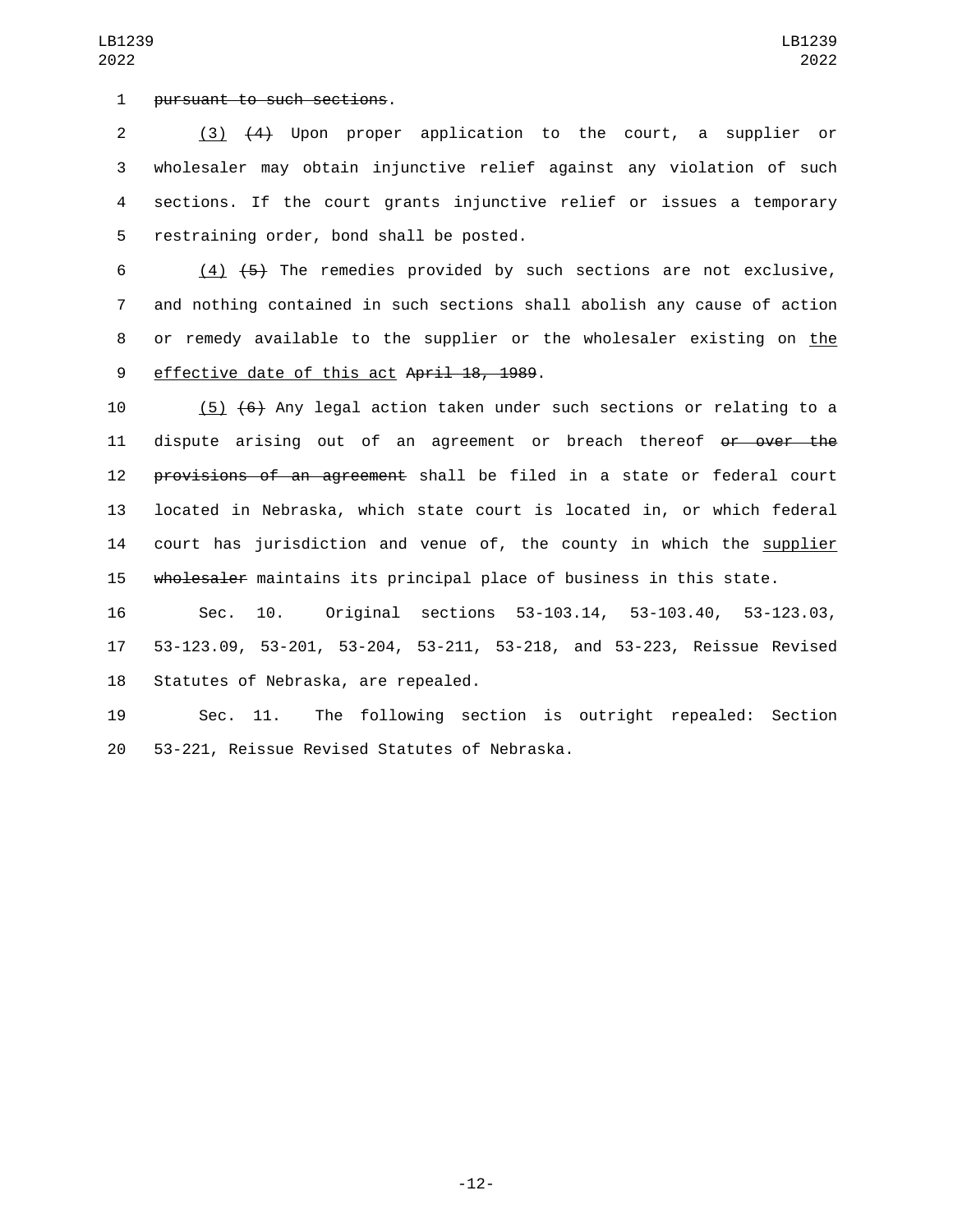1 ~~pursuant to such sections~~.

2 (3) ~~(4)~~ Upon proper application to the court, a supplier or
3 wholesaler may obtain injunctive relief against any violation of such
4 sections. If the court grants injunctive relief or issues a temporary
5 restraining order, bond shall be posted.

6 (4) ~~(5)~~ The remedies provided by such sections are not exclusive,
7 and nothing contained in such sections shall abolish any cause of action
8 or remedy available to the supplier or the wholesaler existing on the
9 effective date of this act ~~April 18, 1989~~.

10 (5) ~~(6)~~ Any legal action taken under such sections or relating to a
11 dispute arising out of an agreement or breach thereof ~~or over the~~
12 ~~provisions of an agreement~~ shall be filed in a state or federal court
13 located in Nebraska, which state court is located in, or which federal
14 court has jurisdiction and venue of, the county in which the supplier
15 ~~wholesaler~~ maintains its principal place of business in this state.

16 Sec. 10. Original sections 53-103.14, 53-103.40, 53-123.03,
17 53-123.09, 53-201, 53-204, 53-211, 53-218, and 53-223, Reissue Revised
18 Statutes of Nebraska, are repealed.

19 Sec. 11. The following section is outright repealed: Section
20 53-221, Reissue Revised Statutes of Nebraska.